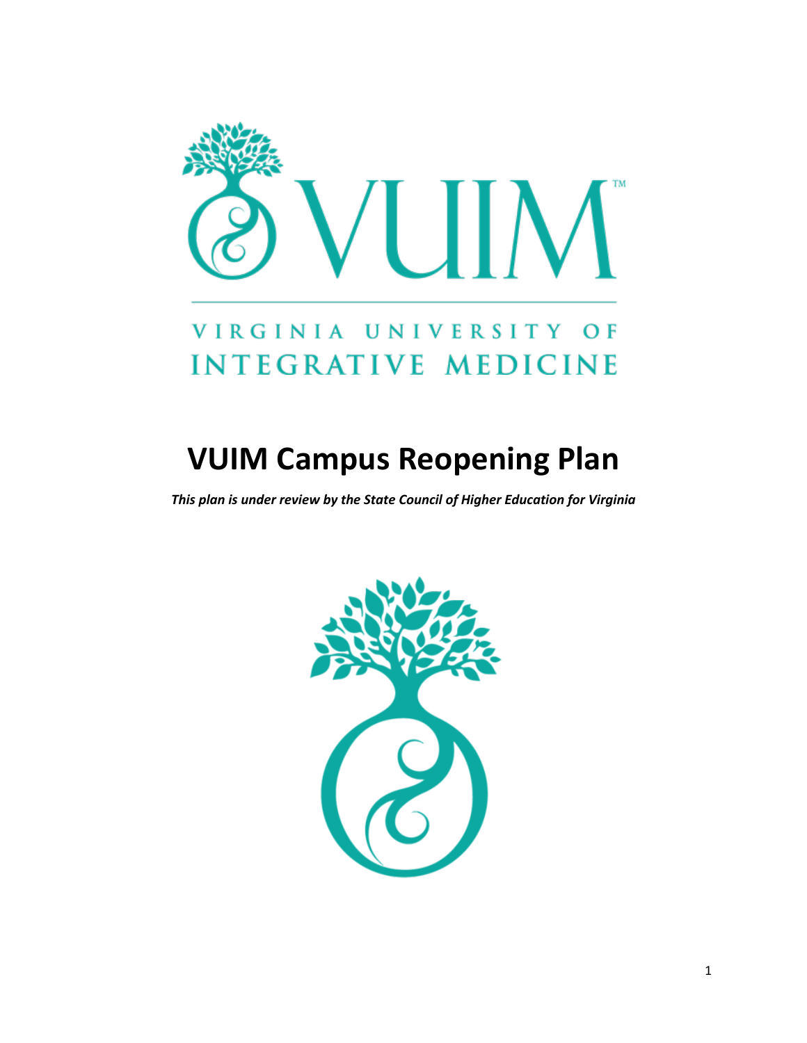VUIM™

VIRGINIA UNIVERSITY OF INTEGRATIVE MEDICINE

# VUIM Campus Reopening Plan

***This plan is under review by the State Council of Higher Education for Virginia***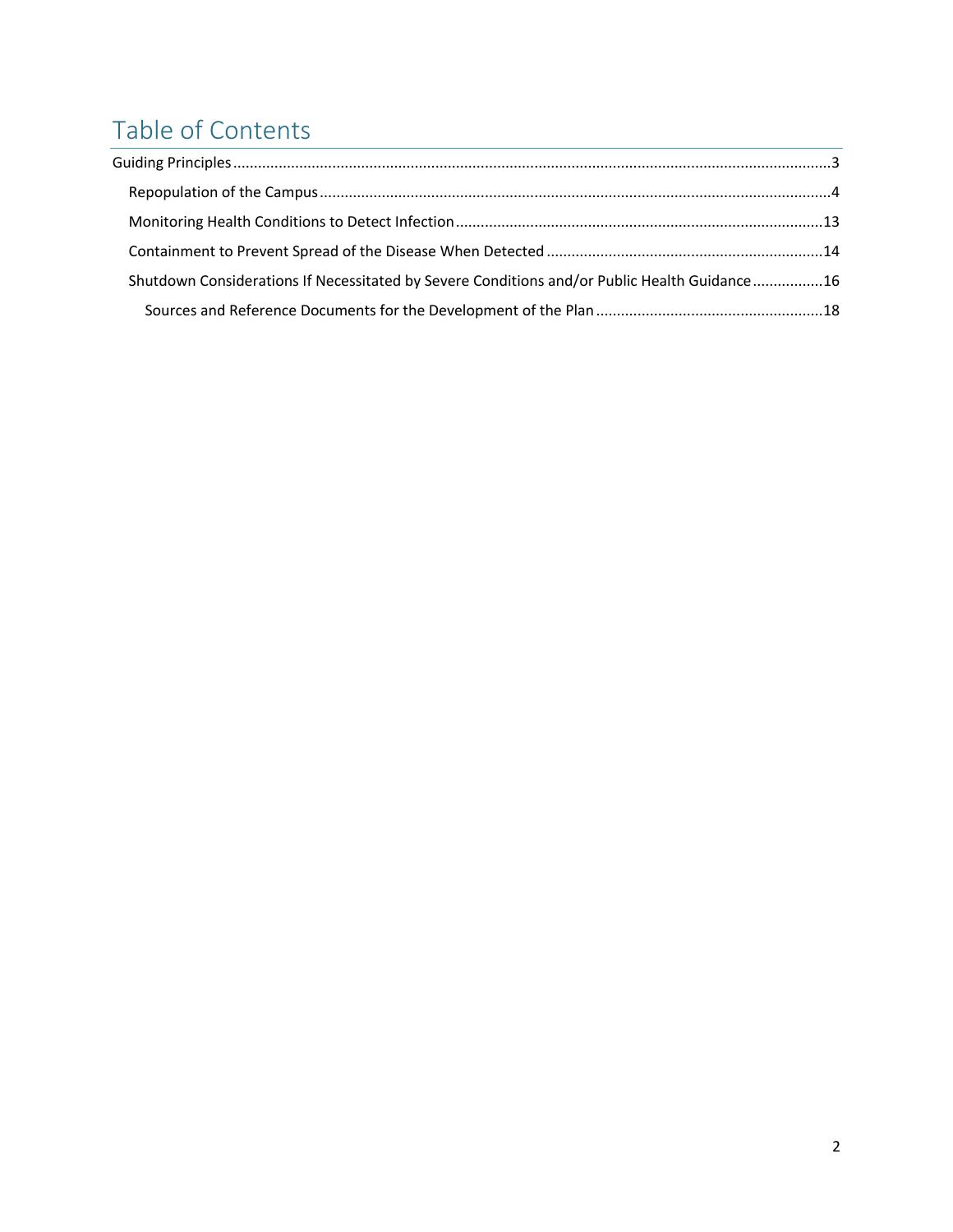# Table of Contents

Guiding Principles ..... 3

- Repopulation of the Campus ..... 4
- Monitoring Health Conditions to Detect Infection ..... 13
- Containment to Prevent Spread of the Disease When Detected ..... 14
- Shutdown Considerations If Necessitated by Severe Conditions and/or Public Health Guidance ..... 16
  - Sources and Reference Documents for the Development of the Plan ..... 18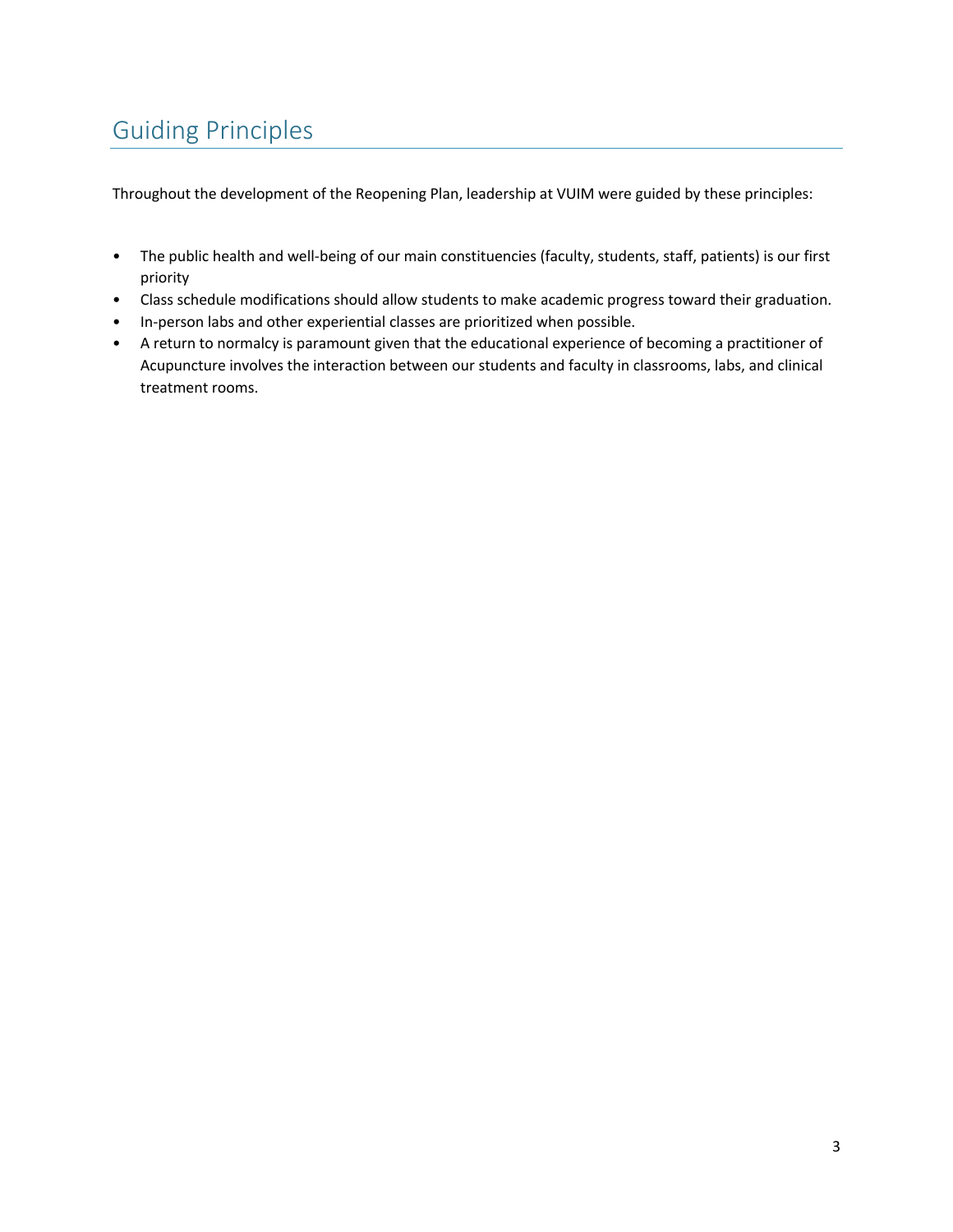## Guiding Principles

Throughout the development of the Reopening Plan, leadership at VUIM were guided by these principles:

- The public health and well-being of our main constituencies (faculty, students, staff, patients) is our first priority
- Class schedule modifications should allow students to make academic progress toward their graduation.
- In-person labs and other experiential classes are prioritized when possible.
- A return to normalcy is paramount given that the educational experience of becoming a practitioner of Acupuncture involves the interaction between our students and faculty in classrooms, labs, and clinical treatment rooms.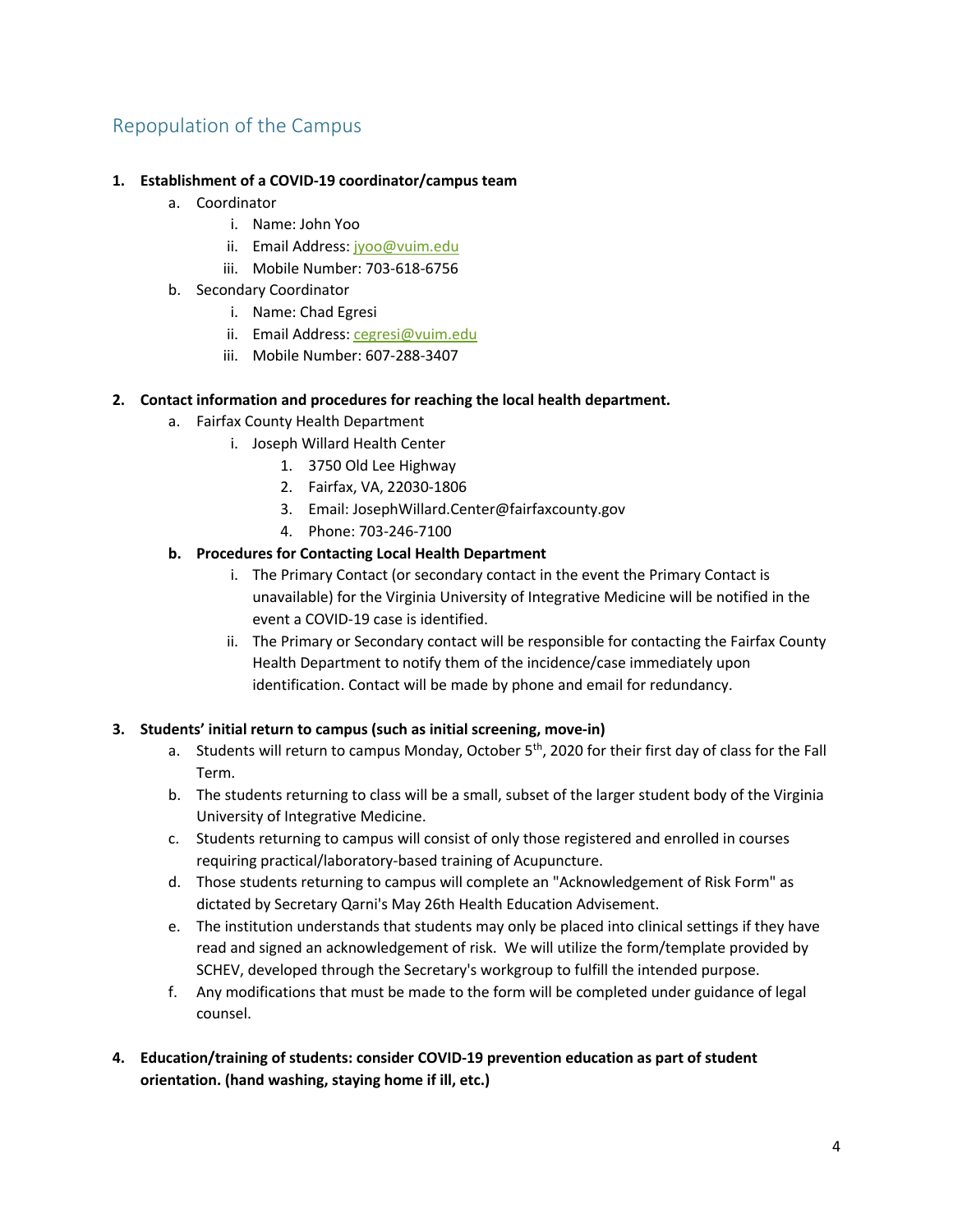## Repopulation of the Campus

1. **Establishment of a COVID-19 coordinator/campus team**
   a. Coordinator
      i. Name: John Yoo
      ii. Email Address: jyoo@vuim.edu
      iii. Mobile Number: 703-618-6756
   b. Secondary Coordinator
      i. Name: Chad Egresi
      ii. Email Address: cegresi@vuim.edu
      iii. Mobile Number: 607-288-3407

2. **Contact information and procedures for reaching the local health department.**
   a. Fairfax County Health Department
      i. Joseph Willard Health Center
         1. 3750 Old Lee Highway
         2. Fairfax, VA, 22030-1806
         3. Email: JosephWillard.Center@fairfaxcounty.gov
         4. Phone: 703-246-7100
   **b. Procedures for Contacting Local Health Department**
      i. The Primary Contact (or secondary contact in the event the Primary Contact is unavailable) for the Virginia University of Integrative Medicine will be notified in the event a COVID-19 case is identified.
      ii. The Primary or Secondary contact will be responsible for contacting the Fairfax County Health Department to notify them of the incidence/case immediately upon identification. Contact will be made by phone and email for redundancy.

3. **Students' initial return to campus (such as initial screening, move-in)**
   a. Students will return to campus Monday, October 5th, 2020 for their first day of class for the Fall Term.
   b. The students returning to class will be a small, subset of the larger student body of the Virginia University of Integrative Medicine.
   c. Students returning to campus will consist of only those registered and enrolled in courses requiring practical/laboratory-based training of Acupuncture.
   d. Those students returning to campus will complete an "Acknowledgement of Risk Form" as dictated by Secretary Qarni's May 26th Health Education Advisement.
   e. The institution understands that students may only be placed into clinical settings if they have read and signed an acknowledgement of risk. We will utilize the form/template provided by SCHEV, developed through the Secretary's workgroup to fulfill the intended purpose.
   f. Any modifications that must be made to the form will be completed under guidance of legal counsel.

4. **Education/training of students: consider COVID-19 prevention education as part of student orientation. (hand washing, staying home if ill, etc.)**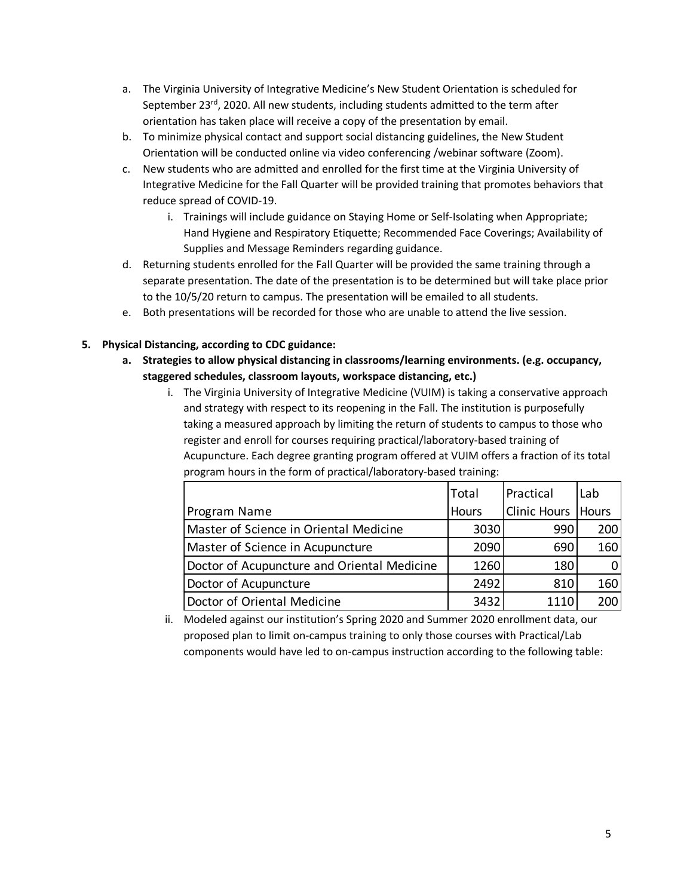a. The Virginia University of Integrative Medicine's New Student Orientation is scheduled for September 23rd, 2020. All new students, including students admitted to the term after orientation has taken place will receive a copy of the presentation by email.
b. To minimize physical contact and support social distancing guidelines, the New Student Orientation will be conducted online via video conferencing /webinar software (Zoom).
c. New students who are admitted and enrolled for the first time at the Virginia University of Integrative Medicine for the Fall Quarter will be provided training that promotes behaviors that reduce spread of COVID-19.
    i. Trainings will include guidance on Staying Home or Self-Isolating when Appropriate; Hand Hygiene and Respiratory Etiquette; Recommended Face Coverings; Availability of Supplies and Message Reminders regarding guidance.
d. Returning students enrolled for the Fall Quarter will be provided the same training through a separate presentation. The date of the presentation is to be determined but will take place prior to the 10/5/20 return to campus. The presentation will be emailed to all students.
e. Both presentations will be recorded for those who are unable to attend the live session.

**5. Physical Distancing, according to CDC guidance:**

**a. Strategies to allow physical distancing in classrooms/learning environments. (e.g. occupancy, staggered schedules, classroom layouts, workspace distancing, etc.)**

i. The Virginia University of Integrative Medicine (VUIM) is taking a conservative approach and strategy with respect to its reopening in the Fall. The institution is purposefully taking a measured approach by limiting the return of students to campus to those who register and enroll for courses requiring practical/laboratory-based training of Acupuncture. Each degree granting program offered at VUIM offers a fraction of its total program hours in the form of practical/laboratory-based training:

| Program Name | Total Hours | Practical Clinic Hours | Lab Hours |
|---|---|---|---|
| Master of Science in Oriental Medicine | 3030 | 990 | 200 |
| Master of Science in Acupuncture | 2090 | 690 | 160 |
| Doctor of Acupuncture and Oriental Medicine | 1260 | 180 | 0 |
| Doctor of Acupuncture | 2492 | 810 | 160 |
| Doctor of Oriental Medicine | 3432 | 1110 | 200 |

ii. Modeled against our institution's Spring 2020 and Summer 2020 enrollment data, our proposed plan to limit on-campus training to only those courses with Practical/Lab components would have led to on-campus instruction according to the following table: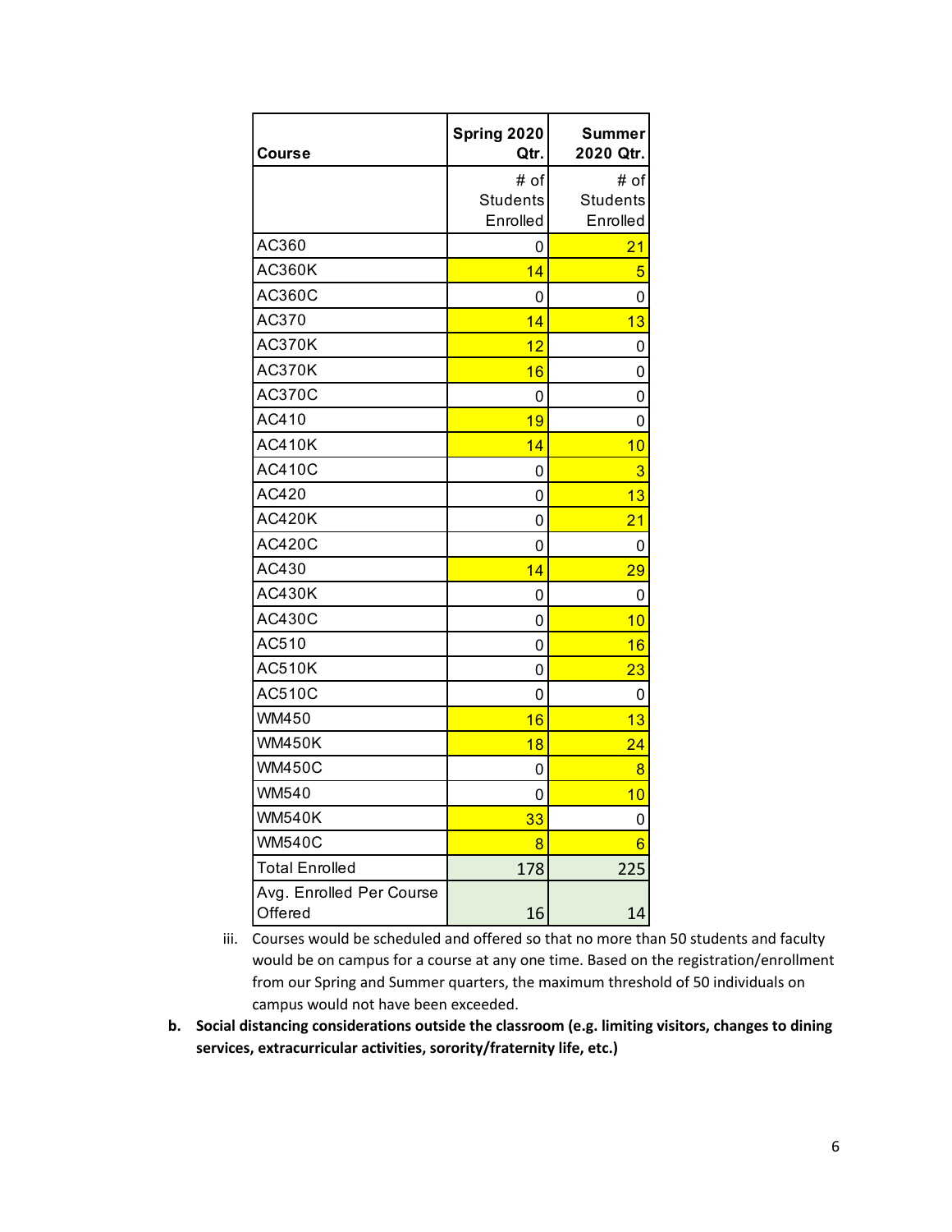| Course | Spring 2020 Qtr. | Summer 2020 Qtr. |
|---|---|---|
| | # of Students Enrolled | # of Students Enrolled |
| AC360 | 0 | 21 |
| AC360K | 14 | 5 |
| AC360C | 0 | 0 |
| AC370 | 14 | 13 |
| AC370K | 12 | 0 |
| AC370K | 16 | 0 |
| AC370C | 0 | 0 |
| AC410 | 19 | 0 |
| AC410K | 14 | 10 |
| AC410C | 0 | 3 |
| AC420 | 0 | 13 |
| AC420K | 0 | 21 |
| AC420C | 0 | 0 |
| AC430 | 14 | 29 |
| AC430K | 0 | 0 |
| AC430C | 0 | 10 |
| AC510 | 0 | 16 |
| AC510K | 0 | 23 |
| AC510C | 0 | 0 |
| WM450 | 16 | 13 |
| WM450K | 18 | 24 |
| WM450C | 0 | 8 |
| WM540 | 0 | 10 |
| WM540K | 33 | 0 |
| WM540C | 8 | 6 |
| Total Enrolled | 178 | 225 |
| Avg. Enrolled Per Course Offered | 16 | 14 |

iii. Courses would be scheduled and offered so that no more than 50 students and faculty would be on campus for a course at any one time. Based on the registration/enrollment from our Spring and Summer quarters, the maximum threshold of 50 individuals on campus would not have been exceeded.

**b. Social distancing considerations outside the classroom (e.g. limiting visitors, changes to dining services, extracurricular activities, sorority/fraternity life, etc.)**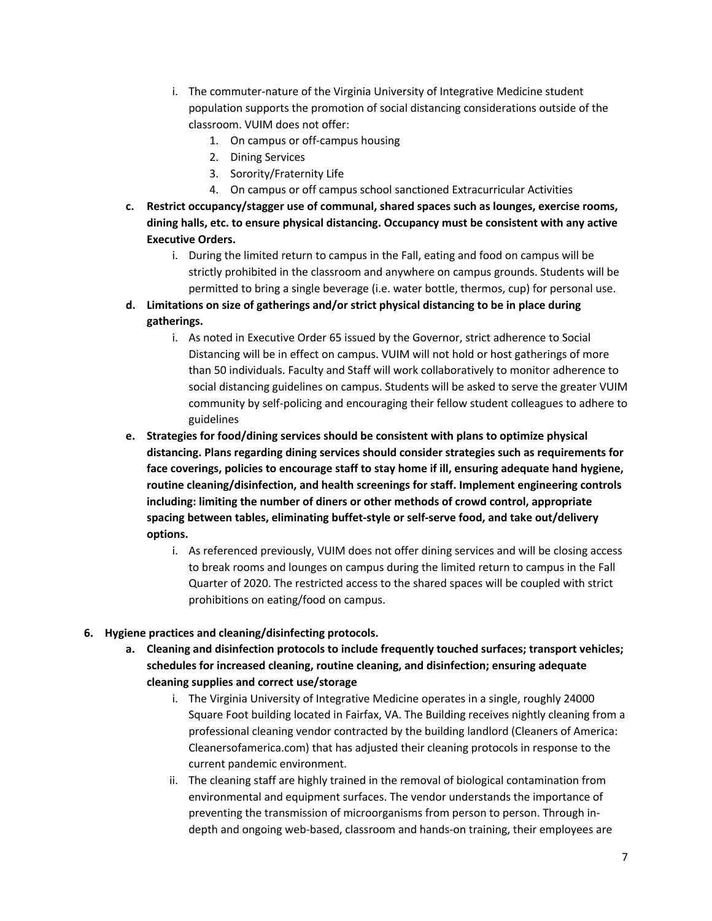i. The commuter-nature of the Virginia University of Integrative Medicine student population supports the promotion of social distancing considerations outside of the classroom. VUIM does not offer:
      1. On campus or off-campus housing
      2. Dining Services
      3. Sorority/Fraternity Life
      4. On campus or off campus school sanctioned Extracurricular Activities

   **c. Restrict occupancy/stagger use of communal, shared spaces such as lounges, exercise rooms, dining halls, etc. to ensure physical distancing. Occupancy must be consistent with any active Executive Orders.**
      i. During the limited return to campus in the Fall, eating and food on campus will be strictly prohibited in the classroom and anywhere on campus grounds. Students will be permitted to bring a single beverage (i.e. water bottle, thermos, cup) for personal use.

   **d. Limitations on size of gatherings and/or strict physical distancing to be in place during gatherings.**
      i. As noted in Executive Order 65 issued by the Governor, strict adherence to Social Distancing will be in effect on campus. VUIM will not hold or host gatherings of more than 50 individuals. Faculty and Staff will work collaboratively to monitor adherence to social distancing guidelines on campus. Students will be asked to serve the greater VUIM community by self-policing and encouraging their fellow student colleagues to adhere to guidelines

   **e. Strategies for food/dining services should be consistent with plans to optimize physical distancing. Plans regarding dining services should consider strategies such as requirements for face coverings, policies to encourage staff to stay home if ill, ensuring adequate hand hygiene, routine cleaning/disinfection, and health screenings for staff. Implement engineering controls including: limiting the number of diners or other methods of crowd control, appropriate spacing between tables, eliminating buffet-style or self-serve food, and take out/delivery options.**
      i. As referenced previously, VUIM does not offer dining services and will be closing access to break rooms and lounges on campus during the limited return to campus in the Fall Quarter of 2020. The restricted access to the shared spaces will be coupled with strict prohibitions on eating/food on campus.

**6. Hygiene practices and cleaning/disinfecting protocols.**

   **a. Cleaning and disinfection protocols to include frequently touched surfaces; transport vehicles; schedules for increased cleaning, routine cleaning, and disinfection; ensuring adequate cleaning supplies and correct use/storage**
      i. The Virginia University of Integrative Medicine operates in a single, roughly 24000 Square Foot building located in Fairfax, VA. The Building receives nightly cleaning from a professional cleaning vendor contracted by the building landlord (Cleaners of America: Cleanersofamerica.com) that has adjusted their cleaning protocols in response to the current pandemic environment.
      ii. The cleaning staff are highly trained in the removal of biological contamination from environmental and equipment surfaces. The vendor understands the importance of preventing the transmission of microorganisms from person to person. Through in-depth and ongoing web-based, classroom and hands-on training, their employees are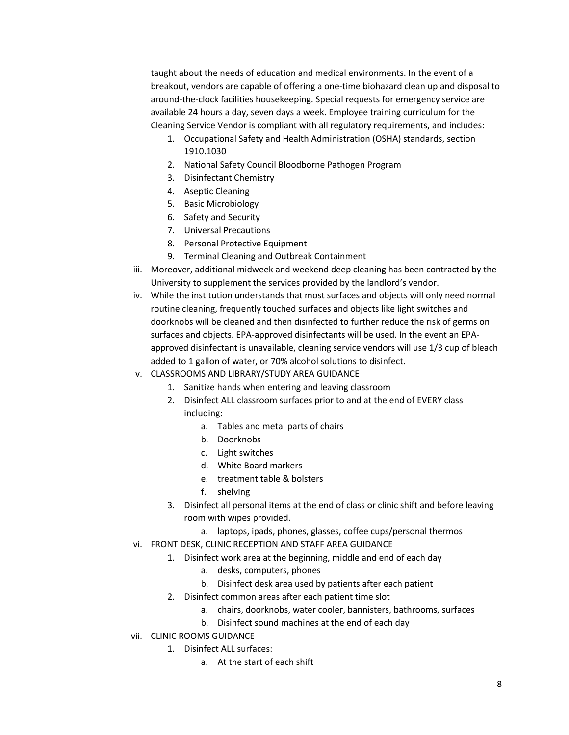taught about the needs of education and medical environments. In the event of a breakout, vendors are capable of offering a one-time biohazard clean up and disposal to around-the-clock facilities housekeeping. Special requests for emergency service are available 24 hours a day, seven days a week. Employee training curriculum for the Cleaning Service Vendor is compliant with all regulatory requirements, and includes:

1. Occupational Safety and Health Administration (OSHA) standards, section 1910.1030
2. National Safety Council Bloodborne Pathogen Program
3. Disinfectant Chemistry
4. Aseptic Cleaning
5. Basic Microbiology
6. Safety and Security
7. Universal Precautions
8. Personal Protective Equipment
9. Terminal Cleaning and Outbreak Containment

iii. Moreover, additional midweek and weekend deep cleaning has been contracted by the University to supplement the services provided by the landlord's vendor.

iv. While the institution understands that most surfaces and objects will only need normal routine cleaning, frequently touched surfaces and objects like light switches and doorknobs will be cleaned and then disinfected to further reduce the risk of germs on surfaces and objects. EPA-approved disinfectants will be used. In the event an EPA-approved disinfectant is unavailable, cleaning service vendors will use 1/3 cup of bleach added to 1 gallon of water, or 70% alcohol solutions to disinfect.

v. CLASSROOMS AND LIBRARY/STUDY AREA GUIDANCE

1. Sanitize hands when entering and leaving classroom
2. Disinfect ALL classroom surfaces prior to and at the end of EVERY class including:
    a. Tables and metal parts of chairs
    b. Doorknobs
    c. Light switches
    d. White Board markers
    e. treatment table & bolsters
    f. shelving
3. Disinfect all personal items at the end of class or clinic shift and before leaving room with wipes provided.
    a. laptops, ipads, phones, glasses, coffee cups/personal thermos

vi. FRONT DESK, CLINIC RECEPTION AND STAFF AREA GUIDANCE

1. Disinfect work area at the beginning, middle and end of each day
    a. desks, computers, phones
    b. Disinfect desk area used by patients after each patient
2. Disinfect common areas after each patient time slot
    a. chairs, doorknobs, water cooler, bannisters, bathrooms, surfaces
    b. Disinfect sound machines at the end of each day

vii. CLINIC ROOMS GUIDANCE

1. Disinfect ALL surfaces:
    a. At the start of each shift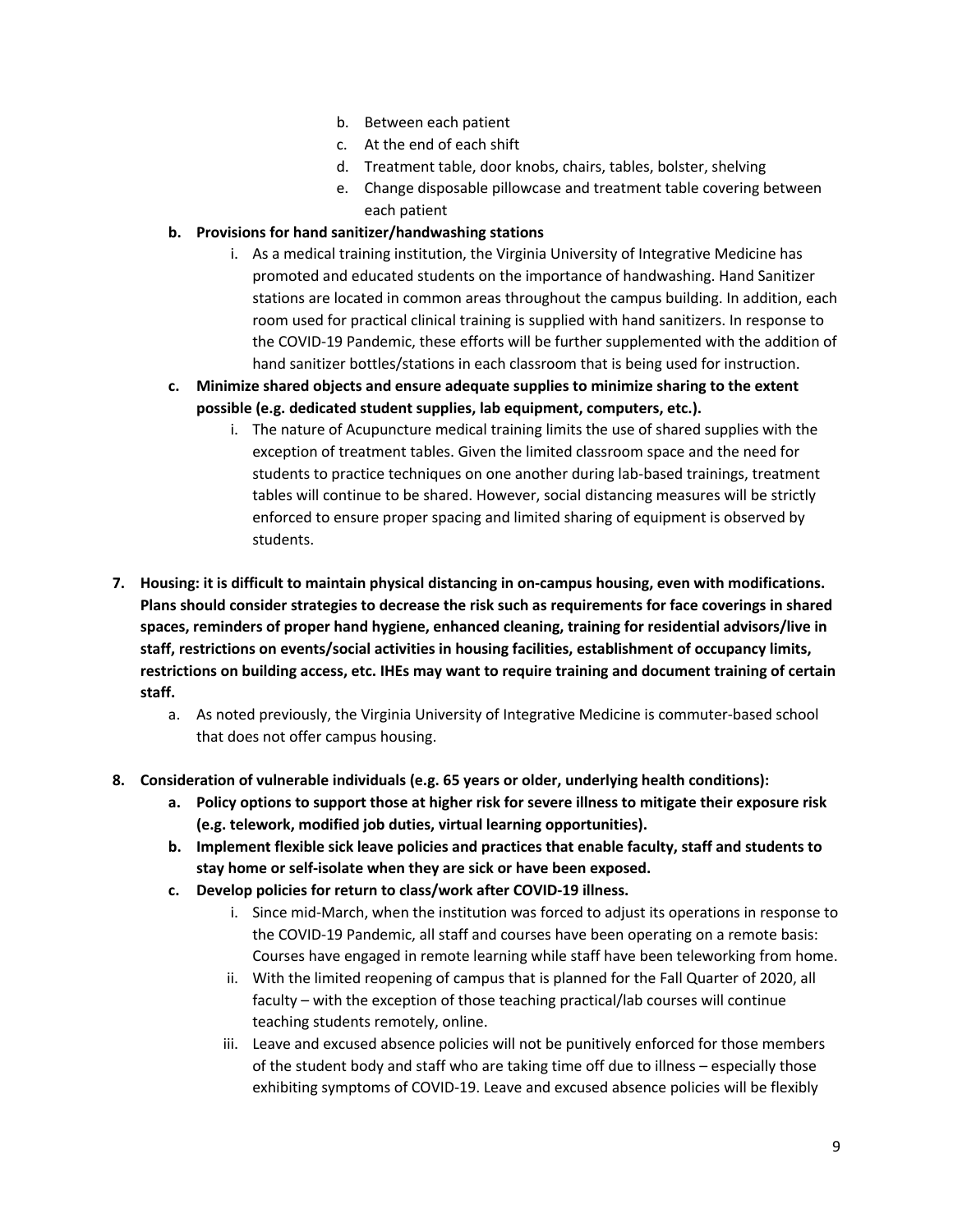b. Between each patient
   c. At the end of each shift
   d. Treatment table, door knobs, chairs, tables, bolster, shelving
   e. Change disposable pillowcase and treatment table covering between each patient

**b. Provisions for hand sanitizer/handwashing stations**

   i. As a medical training institution, the Virginia University of Integrative Medicine has promoted and educated students on the importance of handwashing. Hand Sanitizer stations are located in common areas throughout the campus building. In addition, each room used for practical clinical training is supplied with hand sanitizers. In response to the COVID-19 Pandemic, these efforts will be further supplemented with the addition of hand sanitizer bottles/stations in each classroom that is being used for instruction.

**c. Minimize shared objects and ensure adequate supplies to minimize sharing to the extent possible (e.g. dedicated student supplies, lab equipment, computers, etc.).**

   i. The nature of Acupuncture medical training limits the use of shared supplies with the exception of treatment tables. Given the limited classroom space and the need for students to practice techniques on one another during lab-based trainings, treatment tables will continue to be shared. However, social distancing measures will be strictly enforced to ensure proper spacing and limited sharing of equipment is observed by students.

**7. Housing: it is difficult to maintain physical distancing in on-campus housing, even with modifications. Plans should consider strategies to decrease the risk such as requirements for face coverings in shared spaces, reminders of proper hand hygiene, enhanced cleaning, training for residential advisors/live in staff, restrictions on events/social activities in housing facilities, establishment of occupancy limits, restrictions on building access, etc. IHEs may want to require training and document training of certain staff.**

   a. As noted previously, the Virginia University of Integrative Medicine is commuter-based school that does not offer campus housing.

**8. Consideration of vulnerable individuals (e.g. 65 years or older, underlying health conditions):**

   **a. Policy options to support those at higher risk for severe illness to mitigate their exposure risk (e.g. telework, modified job duties, virtual learning opportunities).**

   **b. Implement flexible sick leave policies and practices that enable faculty, staff and students to stay home or self-isolate when they are sick or have been exposed.**

   **c. Develop policies for return to class/work after COVID-19 illness.**

   i. Since mid-March, when the institution was forced to adjust its operations in response to the COVID-19 Pandemic, all staff and courses have been operating on a remote basis: Courses have engaged in remote learning while staff have been teleworking from home.

   ii. With the limited reopening of campus that is planned for the Fall Quarter of 2020, all faculty – with the exception of those teaching practical/lab courses will continue teaching students remotely, online.

   iii. Leave and excused absence policies will not be punitively enforced for those members of the student body and staff who are taking time off due to illness – especially those exhibiting symptoms of COVID-19. Leave and excused absence policies will be flexibly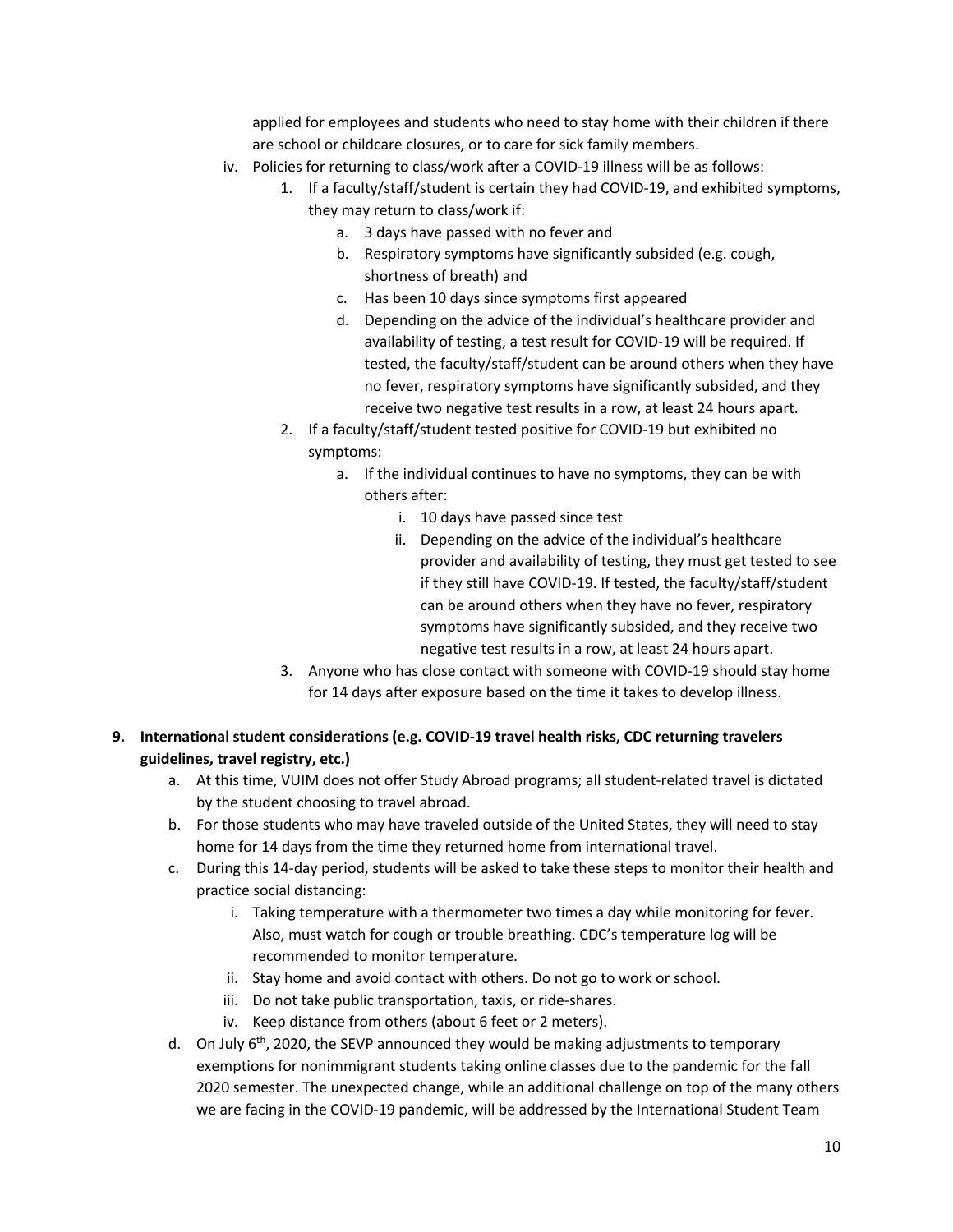applied for employees and students who need to stay home with their children if there are school or childcare closures, or to care for sick family members.

- iv. Policies for returning to class/work after a COVID-19 illness will be as follows:
  1. If a faculty/staff/student is certain they had COVID-19, and exhibited symptoms, they may return to class/work if:
     - a. 3 days have passed with no fever and
     - b. Respiratory symptoms have significantly subsided (e.g. cough, shortness of breath) and
     - c. Has been 10 days since symptoms first appeared
     - d. Depending on the advice of the individual's healthcare provider and availability of testing, a test result for COVID-19 will be required. If tested, the faculty/staff/student can be around others when they have no fever, respiratory symptoms have significantly subsided, and they receive two negative test results in a row, at least 24 hours apart.
  2. If a faculty/staff/student tested positive for COVID-19 but exhibited no symptoms:
     - a. If the individual continues to have no symptoms, they can be with others after:
       - i. 10 days have passed since test
       - ii. Depending on the advice of the individual's healthcare provider and availability of testing, they must get tested to see if they still have COVID-19. If tested, the faculty/staff/student can be around others when they have no fever, respiratory symptoms have significantly subsided, and they receive two negative test results in a row, at least 24 hours apart.
  3. Anyone who has close contact with someone with COVID-19 should stay home for 14 days after exposure based on the time it takes to develop illness.

**9. International student considerations (e.g. COVID-19 travel health risks, CDC returning travelers guidelines, travel registry, etc.)**

- a. At this time, VUIM does not offer Study Abroad programs; all student-related travel is dictated by the student choosing to travel abroad.
- b. For those students who may have traveled outside of the United States, they will need to stay home for 14 days from the time they returned home from international travel.
- c. During this 14-day period, students will be asked to take these steps to monitor their health and practice social distancing:
  - i. Taking temperature with a thermometer two times a day while monitoring for fever. Also, must watch for cough or trouble breathing. CDC's temperature log will be recommended to monitor temperature.
  - ii. Stay home and avoid contact with others. Do not go to work or school.
  - iii. Do not take public transportation, taxis, or ride-shares.
  - iv. Keep distance from others (about 6 feet or 2 meters).
- d. On July 6th, 2020, the SEVP announced they would be making adjustments to temporary exemptions for nonimmigrant students taking online classes due to the pandemic for the fall 2020 semester. The unexpected change, while an additional challenge on top of the many others we are facing in the COVID-19 pandemic, will be addressed by the International Student Team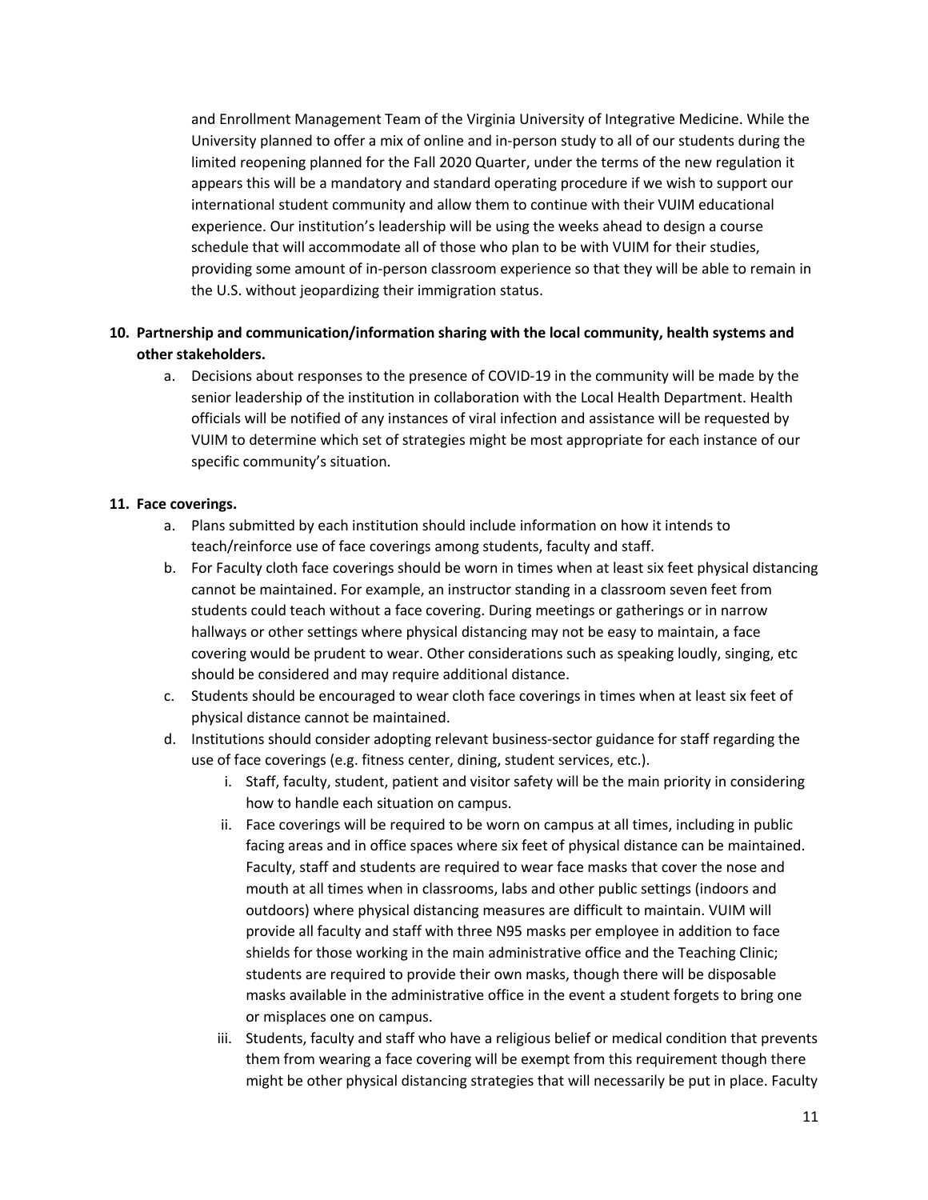and Enrollment Management Team of the Virginia University of Integrative Medicine. While the University planned to offer a mix of online and in-person study to all of our students during the limited reopening planned for the Fall 2020 Quarter, under the terms of the new regulation it appears this will be a mandatory and standard operating procedure if we wish to support our international student community and allow them to continue with their VUIM educational experience. Our institution's leadership will be using the weeks ahead to design a course schedule that will accommodate all of those who plan to be with VUIM for their studies, providing some amount of in-person classroom experience so that they will be able to remain in the U.S. without jeopardizing their immigration status.

**10. Partnership and communication/information sharing with the local community, health systems and other stakeholders.**

a. Decisions about responses to the presence of COVID-19 in the community will be made by the senior leadership of the institution in collaboration with the Local Health Department. Health officials will be notified of any instances of viral infection and assistance will be requested by VUIM to determine which set of strategies might be most appropriate for each instance of our specific community's situation.

**11. Face coverings.**

a. Plans submitted by each institution should include information on how it intends to teach/reinforce use of face coverings among students, faculty and staff.

b. For Faculty cloth face coverings should be worn in times when at least six feet physical distancing cannot be maintained. For example, an instructor standing in a classroom seven feet from students could teach without a face covering. During meetings or gatherings or in narrow hallways or other settings where physical distancing may not be easy to maintain, a face covering would be prudent to wear. Other considerations such as speaking loudly, singing, etc should be considered and may require additional distance.

c. Students should be encouraged to wear cloth face coverings in times when at least six feet of physical distance cannot be maintained.

d. Institutions should consider adopting relevant business-sector guidance for staff regarding the use of face coverings (e.g. fitness center, dining, student services, etc.).

   i. Staff, faculty, student, patient and visitor safety will be the main priority in considering how to handle each situation on campus.

   ii. Face coverings will be required to be worn on campus at all times, including in public facing areas and in office spaces where six feet of physical distance can be maintained. Faculty, staff and students are required to wear face masks that cover the nose and mouth at all times when in classrooms, labs and other public settings (indoors and outdoors) where physical distancing measures are difficult to maintain. VUIM will provide all faculty and staff with three N95 masks per employee in addition to face shields for those working in the main administrative office and the Teaching Clinic; students are required to provide their own masks, though there will be disposable masks available in the administrative office in the event a student forgets to bring one or misplaces one on campus.

   iii. Students, faculty and staff who have a religious belief or medical condition that prevents them from wearing a face covering will be exempt from this requirement though there might be other physical distancing strategies that will necessarily be put in place. Faculty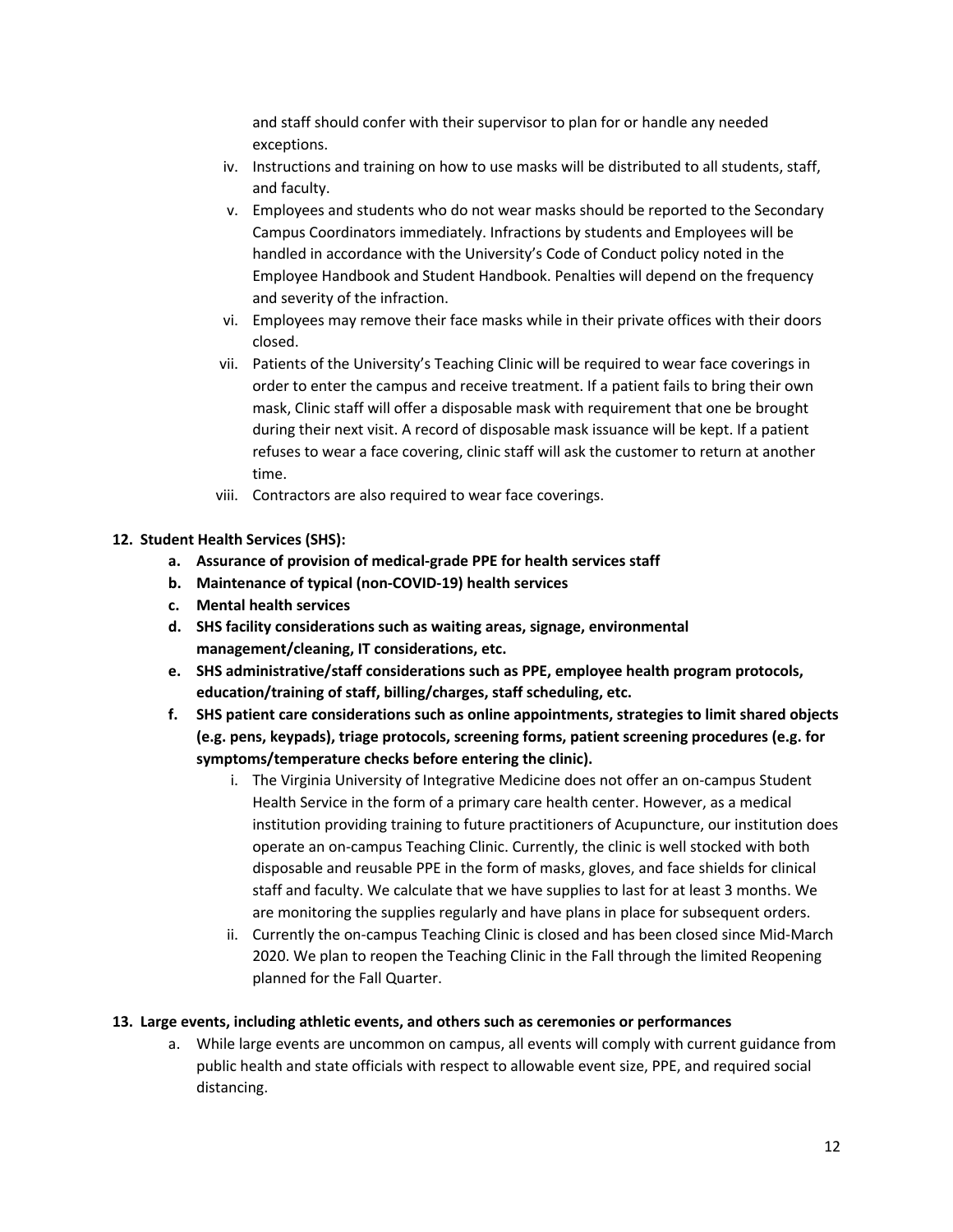and staff should confer with their supervisor to plan for or handle any needed exceptions.

iv. Instructions and training on how to use masks will be distributed to all students, staff, and faculty.

v. Employees and students who do not wear masks should be reported to the Secondary Campus Coordinators immediately. Infractions by students and Employees will be handled in accordance with the University's Code of Conduct policy noted in the Employee Handbook and Student Handbook. Penalties will depend on the frequency and severity of the infraction.

vi. Employees may remove their face masks while in their private offices with their doors closed.

vii. Patients of the University's Teaching Clinic will be required to wear face coverings in order to enter the campus and receive treatment. If a patient fails to bring their own mask, Clinic staff will offer a disposable mask with requirement that one be brought during their next visit. A record of disposable mask issuance will be kept. If a patient refuses to wear a face covering, clinic staff will ask the customer to return at another time.

viii. Contractors are also required to wear face coverings.

**12. Student Health Services (SHS):**

**a. Assurance of provision of medical-grade PPE for health services staff**

**b. Maintenance of typical (non-COVID-19) health services**

**c. Mental health services**

**d. SHS facility considerations such as waiting areas, signage, environmental management/cleaning, IT considerations, etc.**

**e. SHS administrative/staff considerations such as PPE, employee health program protocols, education/training of staff, billing/charges, staff scheduling, etc.**

**f. SHS patient care considerations such as online appointments, strategies to limit shared objects (e.g. pens, keypads), triage protocols, screening forms, patient screening procedures (e.g. for symptoms/temperature checks before entering the clinic).**

i. The Virginia University of Integrative Medicine does not offer an on-campus Student Health Service in the form of a primary care health center. However, as a medical institution providing training to future practitioners of Acupuncture, our institution does operate an on-campus Teaching Clinic. Currently, the clinic is well stocked with both disposable and reusable PPE in the form of masks, gloves, and face shields for clinical staff and faculty. We calculate that we have supplies to last for at least 3 months. We are monitoring the supplies regularly and have plans in place for subsequent orders.

ii. Currently the on-campus Teaching Clinic is closed and has been closed since Mid-March 2020. We plan to reopen the Teaching Clinic in the Fall through the limited Reopening planned for the Fall Quarter.

**13. Large events, including athletic events, and others such as ceremonies or performances**

a. While large events are uncommon on campus, all events will comply with current guidance from public health and state officials with respect to allowable event size, PPE, and required social distancing.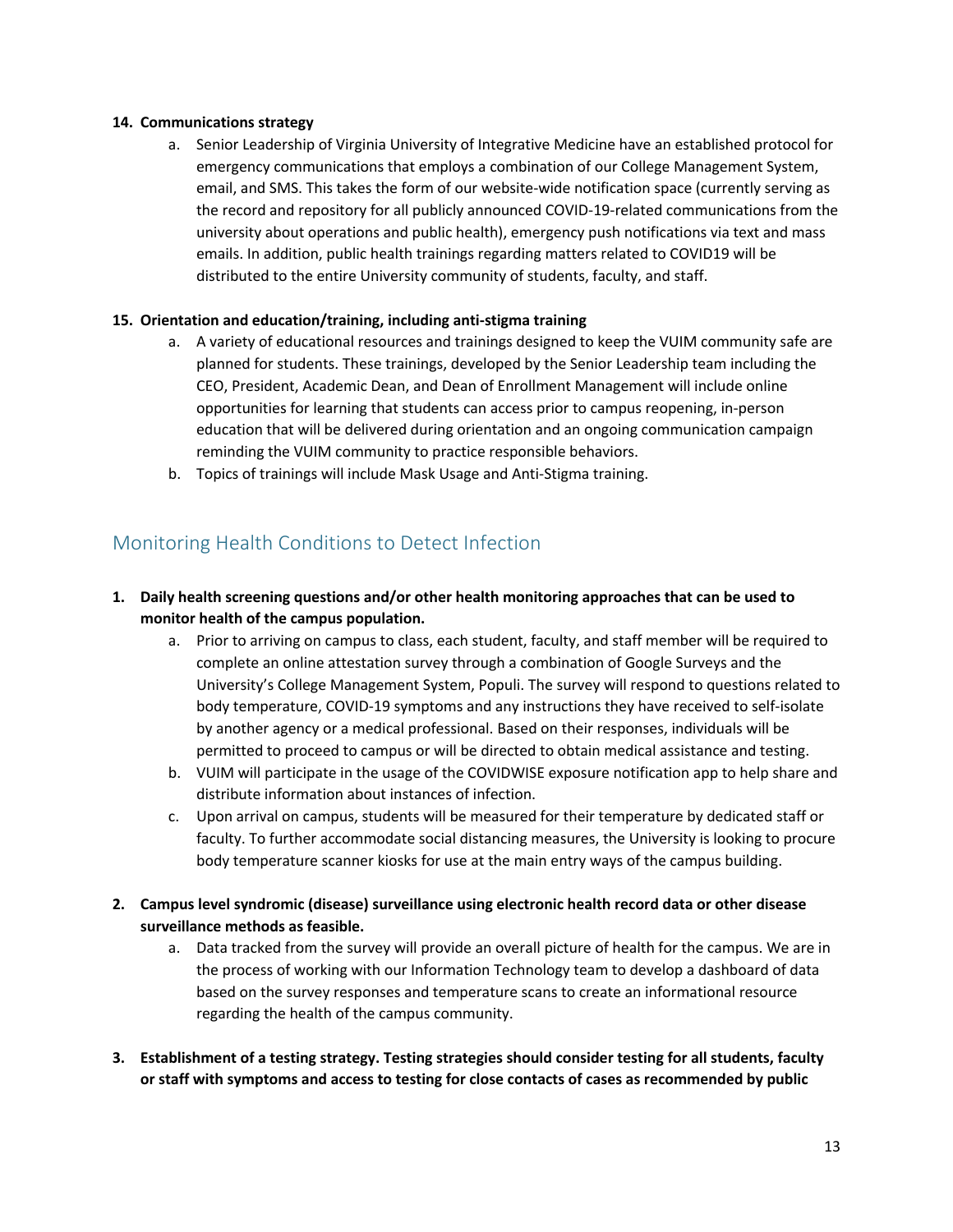**14. Communications strategy**

   a. Senior Leadership of Virginia University of Integrative Medicine have an established protocol for emergency communications that employs a combination of our College Management System, email, and SMS. This takes the form of our website-wide notification space (currently serving as the record and repository for all publicly announced COVID-19-related communications from the university about operations and public health), emergency push notifications via text and mass emails. In addition, public health trainings regarding matters related to COVID19 will be distributed to the entire University community of students, faculty, and staff.

**15. Orientation and education/training, including anti-stigma training**

   a. A variety of educational resources and trainings designed to keep the VUIM community safe are planned for students. These trainings, developed by the Senior Leadership team including the CEO, President, Academic Dean, and Dean of Enrollment Management will include online opportunities for learning that students can access prior to campus reopening, in-person education that will be delivered during orientation and an ongoing communication campaign reminding the VUIM community to practice responsible behaviors.

   b. Topics of trainings will include Mask Usage and Anti-Stigma training.

## Monitoring Health Conditions to Detect Infection

**1. Daily health screening questions and/or other health monitoring approaches that can be used to monitor health of the campus population.**

   a. Prior to arriving on campus to class, each student, faculty, and staff member will be required to complete an online attestation survey through a combination of Google Surveys and the University's College Management System, Populi. The survey will respond to questions related to body temperature, COVID-19 symptoms and any instructions they have received to self-isolate by another agency or a medical professional. Based on their responses, individuals will be permitted to proceed to campus or will be directed to obtain medical assistance and testing.

   b. VUIM will participate in the usage of the COVIDWISE exposure notification app to help share and distribute information about instances of infection.

   c. Upon arrival on campus, students will be measured for their temperature by dedicated staff or faculty. To further accommodate social distancing measures, the University is looking to procure body temperature scanner kiosks for use at the main entry ways of the campus building.

**2. Campus level syndromic (disease) surveillance using electronic health record data or other disease surveillance methods as feasible.**

   a. Data tracked from the survey will provide an overall picture of health for the campus. We are in the process of working with our Information Technology team to develop a dashboard of data based on the survey responses and temperature scans to create an informational resource regarding the health of the campus community.

**3. Establishment of a testing strategy. Testing strategies should consider testing for all students, faculty or staff with symptoms and access to testing for close contacts of cases as recommended by public**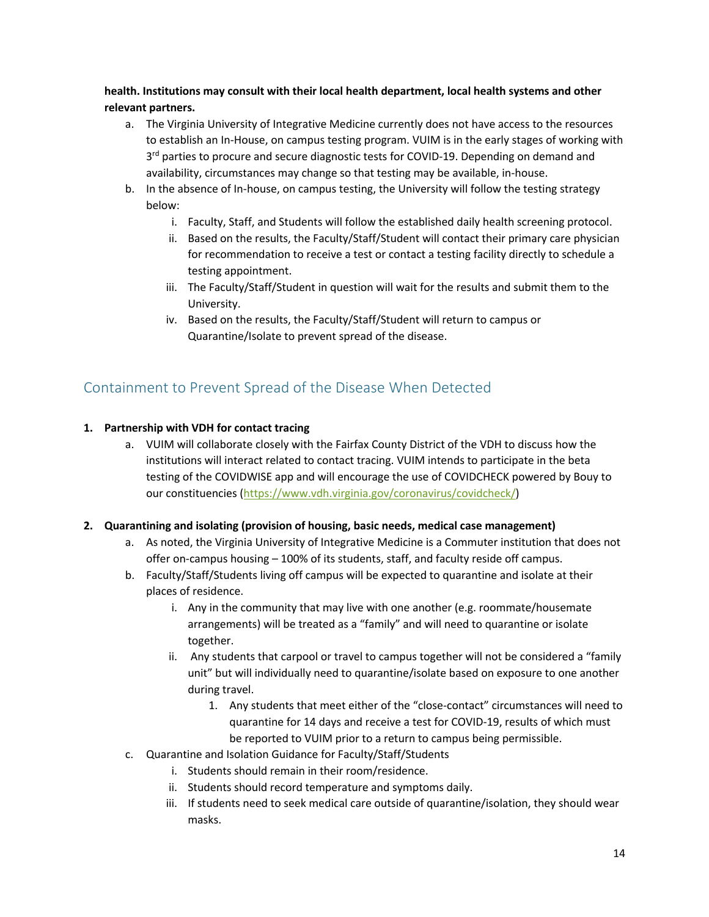**health. Institutions may consult with their local health department, local health systems and other relevant partners.**

a. The Virginia University of Integrative Medicine currently does not have access to the resources to establish an In-House, on campus testing program. VUIM is in the early stages of working with 3rd parties to procure and secure diagnostic tests for COVID-19. Depending on demand and availability, circumstances may change so that testing may be available, in-house.
b. In the absence of In-house, on campus testing, the University will follow the testing strategy below:
    i. Faculty, Staff, and Students will follow the established daily health screening protocol.
    ii. Based on the results, the Faculty/Staff/Student will contact their primary care physician for recommendation to receive a test or contact a testing facility directly to schedule a testing appointment.
    iii. The Faculty/Staff/Student in question will wait for the results and submit them to the University.
    iv. Based on the results, the Faculty/Staff/Student will return to campus or Quarantine/Isolate to prevent spread of the disease.

## Containment to Prevent Spread of the Disease When Detected

1. **Partnership with VDH for contact tracing**
    a. VUIM will collaborate closely with the Fairfax County District of the VDH to discuss how the institutions will interact related to contact tracing. VUIM intends to participate in the beta testing of the COVIDWISE app and will encourage the use of COVIDCHECK powered by Bouy to our constituencies (https://www.vdh.virginia.gov/coronavirus/covidcheck/)

2. **Quarantining and isolating (provision of housing, basic needs, medical case management)**
    a. As noted, the Virginia University of Integrative Medicine is a Commuter institution that does not offer on-campus housing – 100% of its students, staff, and faculty reside off campus.
    b. Faculty/Staff/Students living off campus will be expected to quarantine and isolate at their places of residence.
        i. Any in the community that may live with one another (e.g. roommate/housemate arrangements) will be treated as a "family" and will need to quarantine or isolate together.
        ii. Any students that carpool or travel to campus together will not be considered a "family unit" but will individually need to quarantine/isolate based on exposure to one another during travel.
            1. Any students that meet either of the "close-contact" circumstances will need to quarantine for 14 days and receive a test for COVID-19, results of which must be reported to VUIM prior to a return to campus being permissible.
    c. Quarantine and Isolation Guidance for Faculty/Staff/Students
        i. Students should remain in their room/residence.
        ii. Students should record temperature and symptoms daily.
        iii. If students need to seek medical care outside of quarantine/isolation, they should wear masks.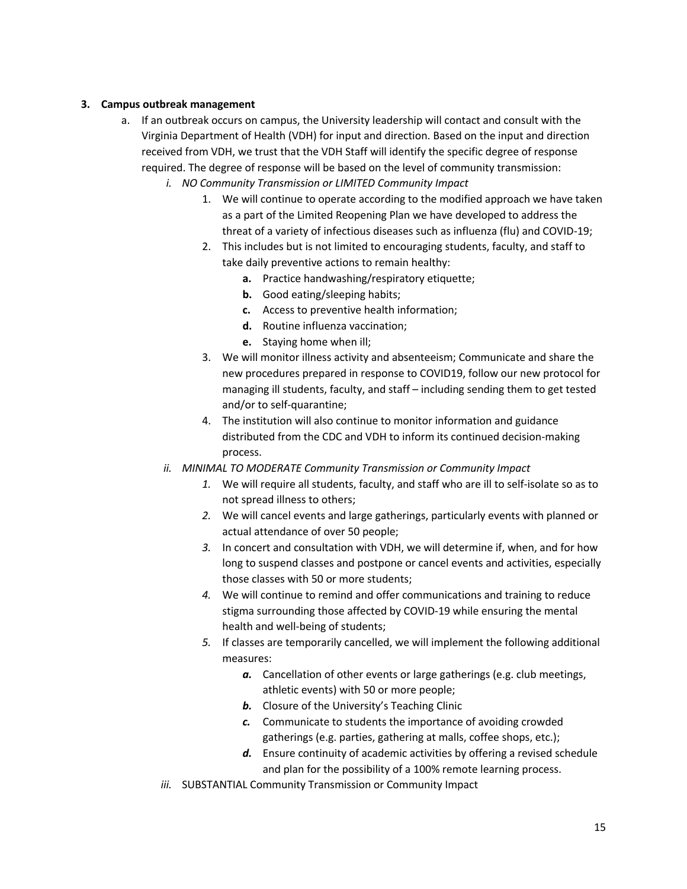**3. Campus outbreak management**

a. If an outbreak occurs on campus, the University leadership will contact and consult with the Virginia Department of Health (VDH) for input and direction. Based on the input and direction received from VDH, we trust that the VDH Staff will identify the specific degree of response required. The degree of response will be based on the level of community transmission:

   i. *NO Community Transmission or LIMITED Community Impact*

      1. We will continue to operate according to the modified approach we have taken as a part of the Limited Reopening Plan we have developed to address the threat of a variety of infectious diseases such as influenza (flu) and COVID-19;
      2. This includes but is not limited to encouraging students, faculty, and staff to take daily preventive actions to remain healthy:
         **a.** Practice handwashing/respiratory etiquette;
         **b.** Good eating/sleeping habits;
         **c.** Access to preventive health information;
         **d.** Routine influenza vaccination;
         **e.** Staying home when ill;
      3. We will monitor illness activity and absenteeism; Communicate and share the new procedures prepared in response to COVID19, follow our new protocol for managing ill students, faculty, and staff – including sending them to get tested and/or to self-quarantine;
      4. The institution will also continue to monitor information and guidance distributed from the CDC and VDH to inform its continued decision-making process.

   ii. *MINIMAL TO MODERATE Community Transmission or Community Impact*

      *1.* We will require all students, faculty, and staff who are ill to self-isolate so as to not spread illness to others;
      *2.* We will cancel events and large gatherings, particularly events with planned or actual attendance of over 50 people;
      *3.* In concert and consultation with VDH, we will determine if, when, and for how long to suspend classes and postpone or cancel events and activities, especially those classes with 50 or more students;
      *4.* We will continue to remind and offer communications and training to reduce stigma surrounding those affected by COVID-19 while ensuring the mental health and well-being of students;
      *5.* If classes are temporarily cancelled, we will implement the following additional measures:
         ***a.*** Cancellation of other events or large gatherings (e.g. club meetings, athletic events) with 50 or more people;
         ***b.*** Closure of the University's Teaching Clinic
         ***c.*** Communicate to students the importance of avoiding crowded gatherings (e.g. parties, gathering at malls, coffee shops, etc.);
         ***d.*** Ensure continuity of academic activities by offering a revised schedule and plan for the possibility of a 100% remote learning process.

   *iii.* SUBSTANTIAL Community Transmission or Community Impact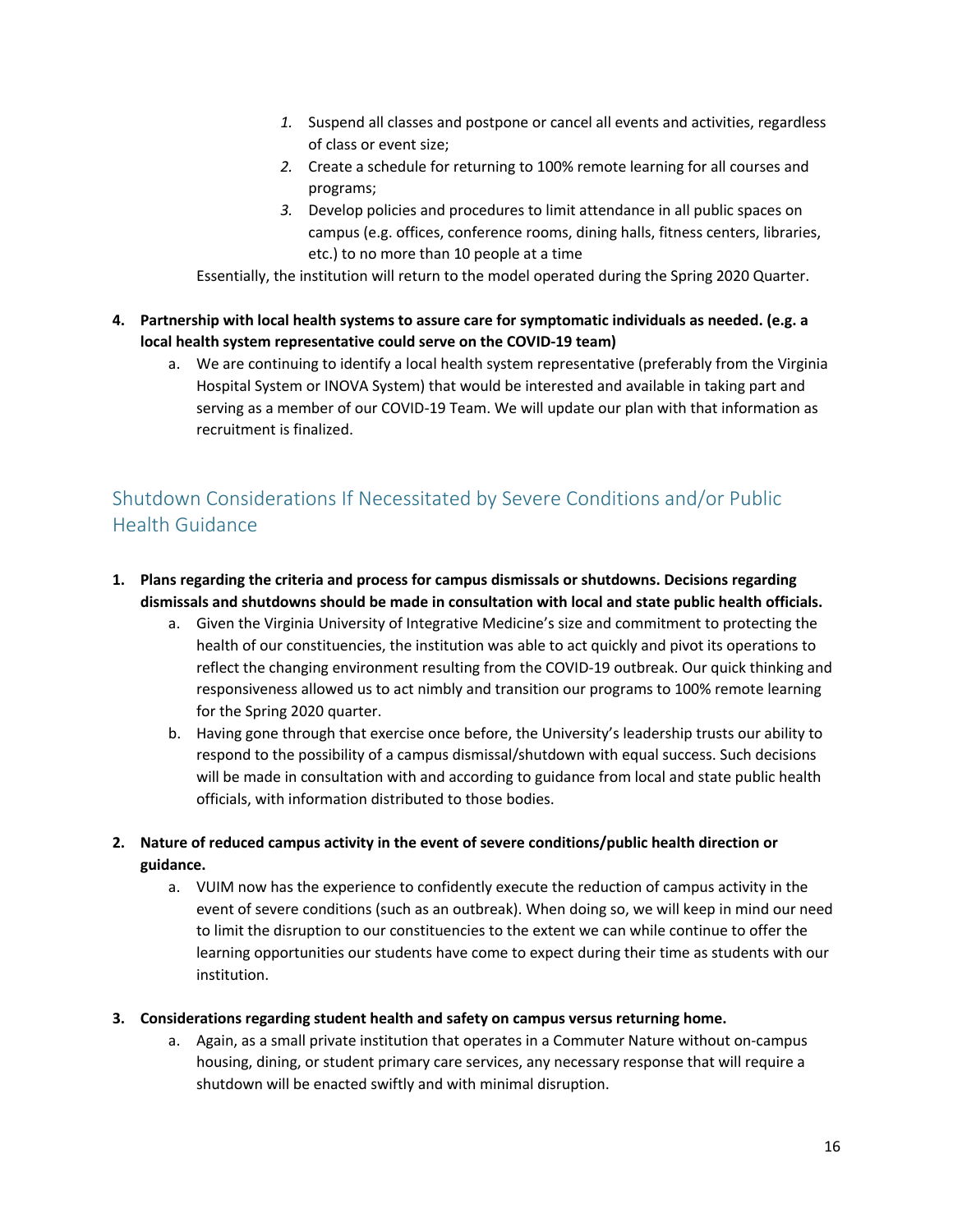1. Suspend all classes and postpone or cancel all events and activities, regardless of class or event size;
2. Create a schedule for returning to 100% remote learning for all courses and programs;
3. Develop policies and procedures to limit attendance in all public spaces on campus (e.g. offices, conference rooms, dining halls, fitness centers, libraries, etc.) to no more than 10 people at a time

Essentially, the institution will return to the model operated during the Spring 2020 Quarter.

**4. Partnership with local health systems to assure care for symptomatic individuals as needed. (e.g. a local health system representative could serve on the COVID-19 team)**

   a. We are continuing to identify a local health system representative (preferably from the Virginia Hospital System or INOVA System) that would be interested and available in taking part and serving as a member of our COVID-19 Team. We will update our plan with that information as recruitment is finalized.

## Shutdown Considerations If Necessitated by Severe Conditions and/or Public Health Guidance

**1. Plans regarding the criteria and process for campus dismissals or shutdowns. Decisions regarding dismissals and shutdowns should be made in consultation with local and state public health officials.**

   a. Given the Virginia University of Integrative Medicine's size and commitment to protecting the health of our constituencies, the institution was able to act quickly and pivot its operations to reflect the changing environment resulting from the COVID-19 outbreak. Our quick thinking and responsiveness allowed us to act nimbly and transition our programs to 100% remote learning for the Spring 2020 quarter.

   b. Having gone through that exercise once before, the University's leadership trusts our ability to respond to the possibility of a campus dismissal/shutdown with equal success. Such decisions will be made in consultation with and according to guidance from local and state public health officials, with information distributed to those bodies.

**2. Nature of reduced campus activity in the event of severe conditions/public health direction or guidance.**

   a. VUIM now has the experience to confidently execute the reduction of campus activity in the event of severe conditions (such as an outbreak). When doing so, we will keep in mind our need to limit the disruption to our constituencies to the extent we can while continue to offer the learning opportunities our students have come to expect during their time as students with our institution.

**3. Considerations regarding student health and safety on campus versus returning home.**

   a. Again, as a small private institution that operates in a Commuter Nature without on-campus housing, dining, or student primary care services, any necessary response that will require a shutdown will be enacted swiftly and with minimal disruption.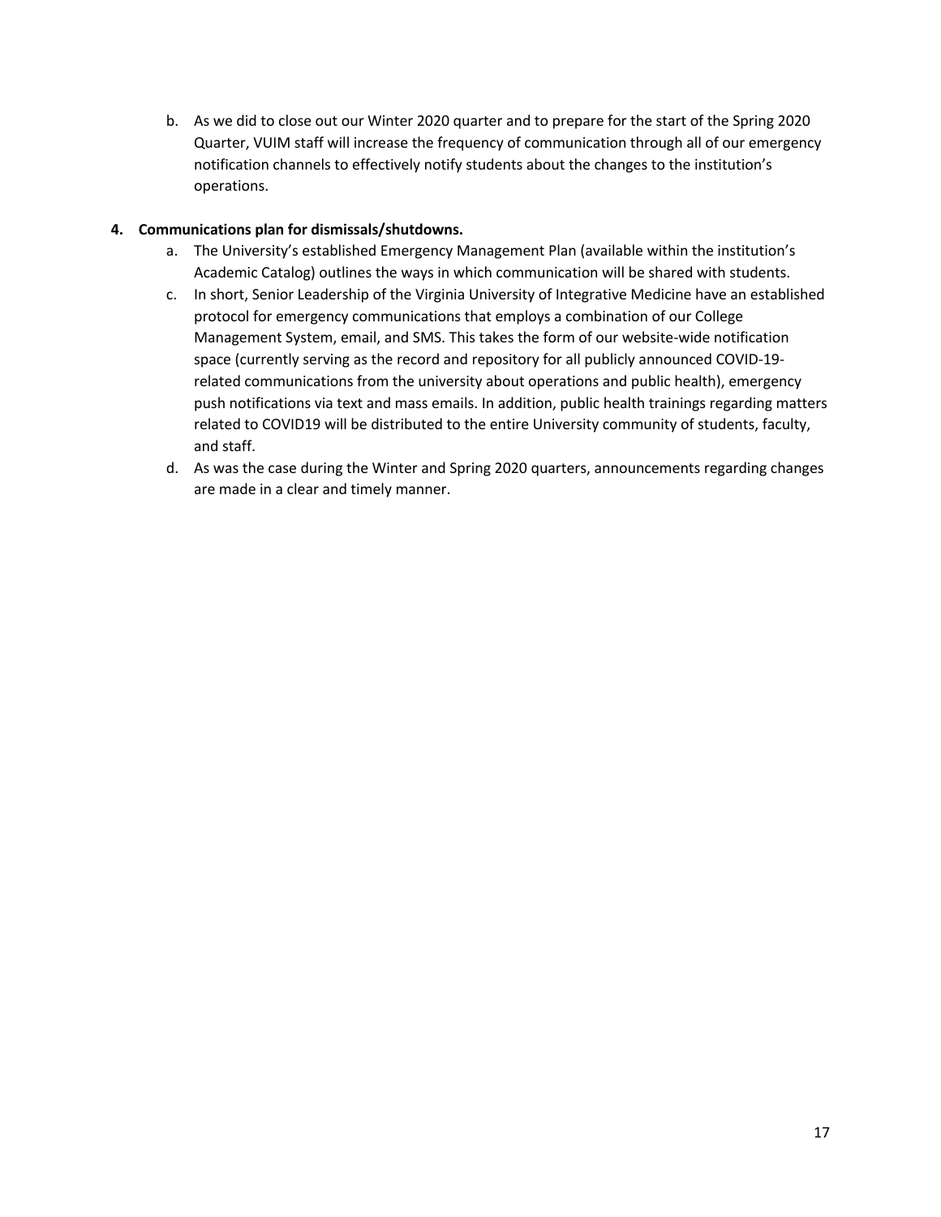b. As we did to close out our Winter 2020 quarter and to prepare for the start of the Spring 2020 Quarter, VUIM staff will increase the frequency of communication through all of our emergency notification channels to effectively notify students about the changes to the institution's operations.

**4. Communications plan for dismissals/shutdowns.**

a. The University's established Emergency Management Plan (available within the institution's Academic Catalog) outlines the ways in which communication will be shared with students.

c. In short, Senior Leadership of the Virginia University of Integrative Medicine have an established protocol for emergency communications that employs a combination of our College Management System, email, and SMS. This takes the form of our website-wide notification space (currently serving as the record and repository for all publicly announced COVID-19-related communications from the university about operations and public health), emergency push notifications via text and mass emails. In addition, public health trainings regarding matters related to COVID19 will be distributed to the entire University community of students, faculty, and staff.

d. As was the case during the Winter and Spring 2020 quarters, announcements regarding changes are made in a clear and timely manner.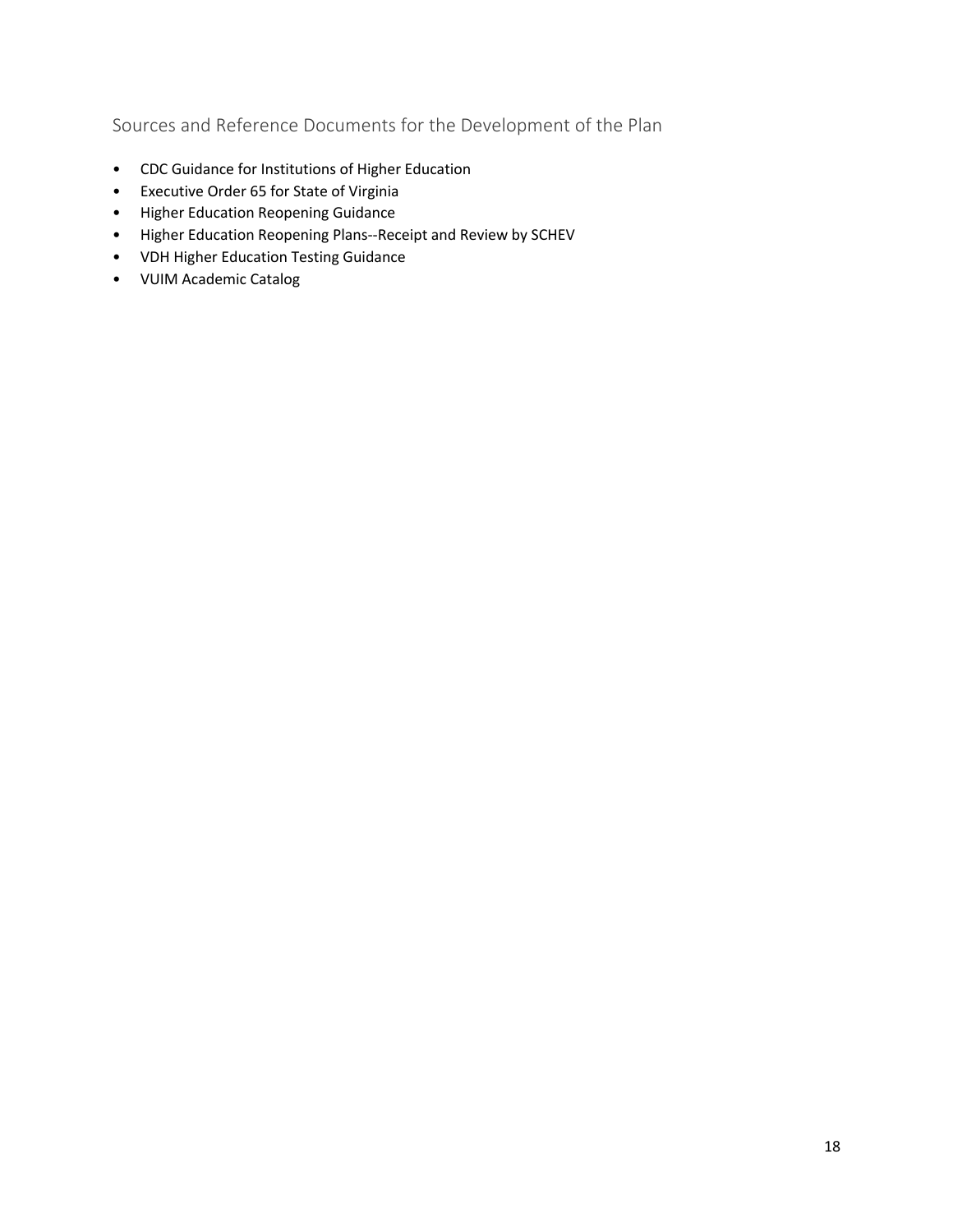## Sources and Reference Documents for the Development of the Plan

- CDC Guidance for Institutions of Higher Education
- Executive Order 65 for State of Virginia
- Higher Education Reopening Guidance
- Higher Education Reopening Plans--Receipt and Review by SCHEV
- VDH Higher Education Testing Guidance
- VUIM Academic Catalog